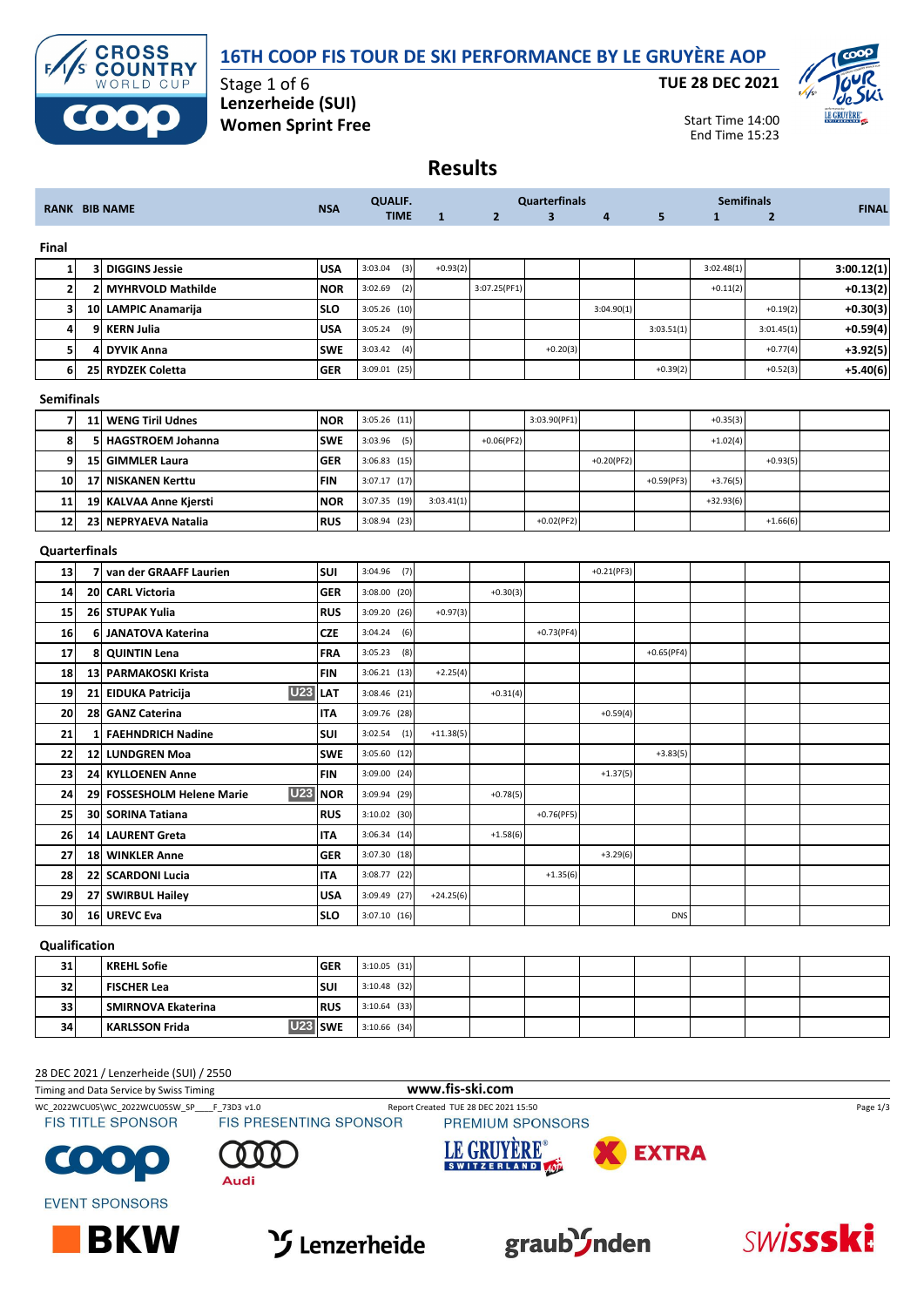# 16TH COOP FIS TOUR DE SKI PERFORMANCE BY LE GRUYÈRE AOP

Stage 1 of 6
Lenzerheide (SUI)
Women Sprint Free

TUE 28 DEC 2021

Start Time 14:00
End Time 15:23

## Results

| RANK | BIB | NAME | NSA | QUALIF. TIME | Quarterfinals 1 | Quarterfinals 2 | Quarterfinals 3 | Quarterfinals 4 | Quarterfinals 5 | Semifinals 1 | Semifinals 2 | FINAL |
|---|---|---|---|---|---|---|---|---|---|---|---|---|
| **Final** | | | | | | | | | | | | |
| 1 | 3 | DIGGINS Jessie | USA | 3:03.04 (3) | +0.93(2) | | | | | 3:02.48(1) | | 3:00.12(1) |
| 2 | 2 | MYHRVOLD Mathilde | NOR | 3:02.69 (2) | | 3:07.25(PF1) | | | | +0.11(2) | | +0.13(2) |
| 3 | 10 | LAMPIC Anamarija | SLO | 3:05.26 (10) | | | | 3:04.90(1) | | | +0.19(2) | +0.30(3) |
| 4 | 9 | KERN Julia | USA | 3:05.24 (9) | | | | | 3:03.51(1) | | 3:01.45(1) | +0.59(4) |
| 5 | 4 | DYVIK Anna | SWE | 3:03.42 (4) | | | +0.20(3) | | | | +0.77(4) | +3.92(5) |
| 6 | 25 | RYDZEK Coletta | GER | 3:09.01 (25) | | | | | +0.39(2) | | +0.52(3) | +5.40(6) |
| **Semifinals** | | | | | | | | | | | | |
| 7 | 11 | WENG Tiril Udnes | NOR | 3:05.26 (11) | | | 3:03.90(PF1) | | | +0.35(3) | | |
| 8 | 5 | HAGSTROEM Johanna | SWE | 3:03.96 (5) | | +0.06(PF2) | | | | +1.02(4) | | |
| 9 | 15 | GIMMLER Laura | GER | 3:06.83 (15) | | | | +0.20(PF2) | | | +0.93(5) | |
| 10 | 17 | NISKANEN Kerttu | FIN | 3:07.17 (17) | | | | | +0.59(PF3) | +3.76(5) | | |
| 11 | 19 | KALVAA Anne Kjersti | NOR | 3:07.35 (19) | 3:03.41(1) | | | | | +32.93(6) | | |
| 12 | 23 | NEPRYAEVA Natalia | RUS | 3:08.94 (23) | | | +0.02(PF2) | | | | +1.66(6) | |
| **Quarterfinals** | | | | | | | | | | | | |
| 13 | 7 | van der GRAAFF Laurien | SUI | 3:04.96 (7) | | | | +0.21(PF3) | | | | |
| 14 | 20 | CARL Victoria | GER | 3:08.00 (20) | | +0.30(3) | | | | | | |
| 15 | 26 | STUPAK Yulia | RUS | 3:09.20 (26) | +0.97(3) | | | | | | | |
| 16 | 6 | JANATOVA Katerina | CZE | 3:04.24 (6) | | | +0.73(PF4) | | | | | |
| 17 | 8 | QUINTIN Lena | FRA | 3:05.23 (8) | | | | | +0.65(PF4) | | | |
| 18 | 13 | PARMAKOSKI Krista | FIN | 3:06.21 (13) | +2.25(4) | | | | | | | |
| 19 | 21 | EIDUKA Patricija U23 | LAT | 3:08.46 (21) | | +0.31(4) | | | | | | |
| 20 | 28 | GANZ Caterina | ITA | 3:09.76 (28) | | | | +0.59(4) | | | | |
| 21 | 1 | FAEHNDRICH Nadine | SUI | 3:02.54 (1) | +11.38(5) | | | | | | | |
| 22 | 12 | LUNDGREN Moa | SWE | 3:05.60 (12) | | | | | +3.83(5) | | | |
| 23 | 24 | KYLLOENEN Anne | FIN | 3:09.00 (24) | | | | +1.37(5) | | | | |
| 24 | 29 | FOSSESHOLM Helene Marie U23 | NOR | 3:09.94 (29) | | +0.78(5) | | | | | | |
| 25 | 30 | SORINA Tatiana | RUS | 3:10.02 (30) | | | +0.76(PF5) | | | | | |
| 26 | 14 | LAURENT Greta | ITA | 3:06.34 (14) | | +1.58(6) | | | | | | |
| 27 | 18 | WINKLER Anne | GER | 3:07.30 (18) | | | | +3.29(6) | | | | |
| 28 | 22 | SCARDONI Lucia | ITA | 3:08.77 (22) | | | +1.35(6) | | | | | |
| 29 | 27 | SWIRBUL Hailey | USA | 3:09.49 (27) | +24.25(6) | | | | | | | |
| 30 | 16 | UREVC Eva | SLO | 3:07.10 (16) | | | | | DNS | | | |
| **Qualification** | | | | | | | | | | | | |
| 31 | | KREHL Sofie | GER | 3:10.05 (31) | | | | | | | | |
| 32 | | FISCHER Lea | SUI | 3:10.48 (32) | | | | | | | | |
| 33 | | SMIRNOVA Ekaterina | RUS | 3:10.64 (33) | | | | | | | | |
| 34 | | KARLSSON Frida U23 | SWE | 3:10.66 (34) | | | | | | | | |

28 DEC 2021 / Lenzerheide (SUI) / 2550

Timing and Data Service by Swiss Timing

www.fis-ski.com

WC_2022WCU05\WC_2022WCU05SW_SP____F_73D3 v1.0 Report Created TUE 28 DEC 2021 15:50

FIS TITLE SPONSOR FIS PRESENTING SPONSOR PREMIUM SPONSORS

EVENT SPONSORS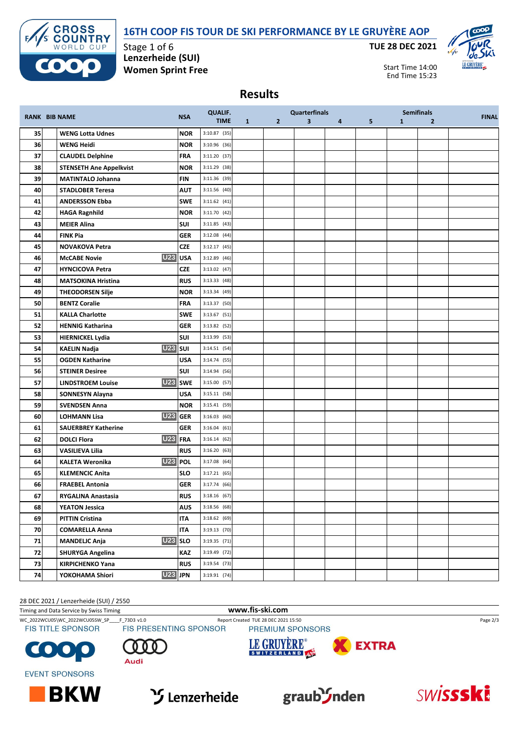# 16TH COOP FIS TOUR DE SKI PERFORMANCE BY LE GRUYÈRE AOP

Stage 1 of 6
**Lenzerheide (SUI)**
**Women Sprint Free**

**TUE 28 DEC 2021**

Start Time 14:00
End Time 15:23

## Results

| RANK | BIB | NAME | | NSA | QUALIF. TIME | Quarterfinals 1 | 2 | 3 | 4 | 5 | Semifinals 1 | 2 | FINAL |
|---|---|---|---|---|---|---|---|---|---|---|---|---|---|
| 35 | | WENG Lotta Udnes | | NOR | 3:10.87 (35) | | | | | | | | |
| 36 | | WENG Heidi | | NOR | 3:10.96 (36) | | | | | | | | |
| 37 | | CLAUDEL Delphine | | FRA | 3:11.20 (37) | | | | | | | | |
| 38 | | STENSETH Ane Appelkvist | | NOR | 3:11.29 (38) | | | | | | | | |
| 39 | | MATINTALO Johanna | | FIN | 3:11.36 (39) | | | | | | | | |
| 40 | | STADLOBER Teresa | | AUT | 3:11.56 (40) | | | | | | | | |
| 41 | | ANDERSSON Ebba | | SWE | 3:11.62 (41) | | | | | | | | |
| 42 | | HAGA Ragnhild | | NOR | 3:11.70 (42) | | | | | | | | |
| 43 | | MEIER Alina | | SUI | 3:11.85 (43) | | | | | | | | |
| 44 | | FINK Pia | | GER | 3:12.08 (44) | | | | | | | | |
| 45 | | NOVAKOVA Petra | | CZE | 3:12.17 (45) | | | | | | | | |
| 46 | | McCABE Novie | U23 | USA | 3:12.89 (46) | | | | | | | | |
| 47 | | HYNCICOVA Petra | | CZE | 3:13.02 (47) | | | | | | | | |
| 48 | | MATSOKINA Hristina | | RUS | 3:13.33 (48) | | | | | | | | |
| 49 | | THEODORSEN Silje | | NOR | 3:13.34 (49) | | | | | | | | |
| 50 | | BENTZ Coralie | | FRA | 3:13.37 (50) | | | | | | | | |
| 51 | | KALLA Charlotte | | SWE | 3:13.67 (51) | | | | | | | | |
| 52 | | HENNIG Katharina | | GER | 3:13.82 (52) | | | | | | | | |
| 53 | | HIERNICKEL Lydia | | SUI | 3:13.99 (53) | | | | | | | | |
| 54 | | KAELIN Nadja | U23 | SUI | 3:14.51 (54) | | | | | | | | |
| 55 | | OGDEN Katharine | | USA | 3:14.74 (55) | | | | | | | | |
| 56 | | STEINER Desiree | | SUI | 3:14.94 (56) | | | | | | | | |
| 57 | | LINDSTROEM Louise | U23 | SWE | 3:15.00 (57) | | | | | | | | |
| 58 | | SONNESYN Alayna | | USA | 3:15.11 (58) | | | | | | | | |
| 59 | | SVENDSEN Anna | | NOR | 3:15.41 (59) | | | | | | | | |
| 60 | | LOHMANN Lisa | U23 | GER | 3:16.03 (60) | | | | | | | | |
| 61 | | SAUERBREY Katherine | | GER | 3:16.04 (61) | | | | | | | | |
| 62 | | DOLCI Flora | U23 | FRA | 3:16.14 (62) | | | | | | | | |
| 63 | | VASILIEVA Lilia | | RUS | 3:16.20 (63) | | | | | | | | |
| 64 | | KALETA Weronika | U23 | POL | 3:17.08 (64) | | | | | | | | |
| 65 | | KLEMENCIC Anita | | SLO | 3:17.21 (65) | | | | | | | | |
| 66 | | FRAEBEL Antonia | | GER | 3:17.74 (66) | | | | | | | | |
| 67 | | RYGALINA Anastasia | | RUS | 3:18.16 (67) | | | | | | | | |
| 68 | | YEATON Jessica | | AUS | 3:18.56 (68) | | | | | | | | |
| 69 | | PITTIN Cristina | | ITA | 3:18.62 (69) | | | | | | | | |
| 70 | | COMARELLA Anna | | ITA | 3:19.13 (70) | | | | | | | | |
| 71 | | MANDELJC Anja | U23 | SLO | 3:19.35 (71) | | | | | | | | |
| 72 | | SHURYGA Angelina | | KAZ | 3:19.49 (72) | | | | | | | | |
| 73 | | KIRPICHENKO Yana | | RUS | 3:19.54 (73) | | | | | | | | |
| 74 | | YOKOHAMA Shiori | U23 | JPN | 3:19.91 (74) | | | | | | | | |

28 DEC 2021 / Lenzerheide (SUI) / 2550

Timing and Data Service by Swiss Timing

www.fis-ski.com

WC_2022WCU05\WC_2022WCU05SW_SP____F_73D3 v1.0

Report Created TUE 28 DEC 2021 15:50

FIS TITLE SPONSOR | FIS PRESENTING SPONSOR | PREMIUM SPONSORS

EVENT SPONSORS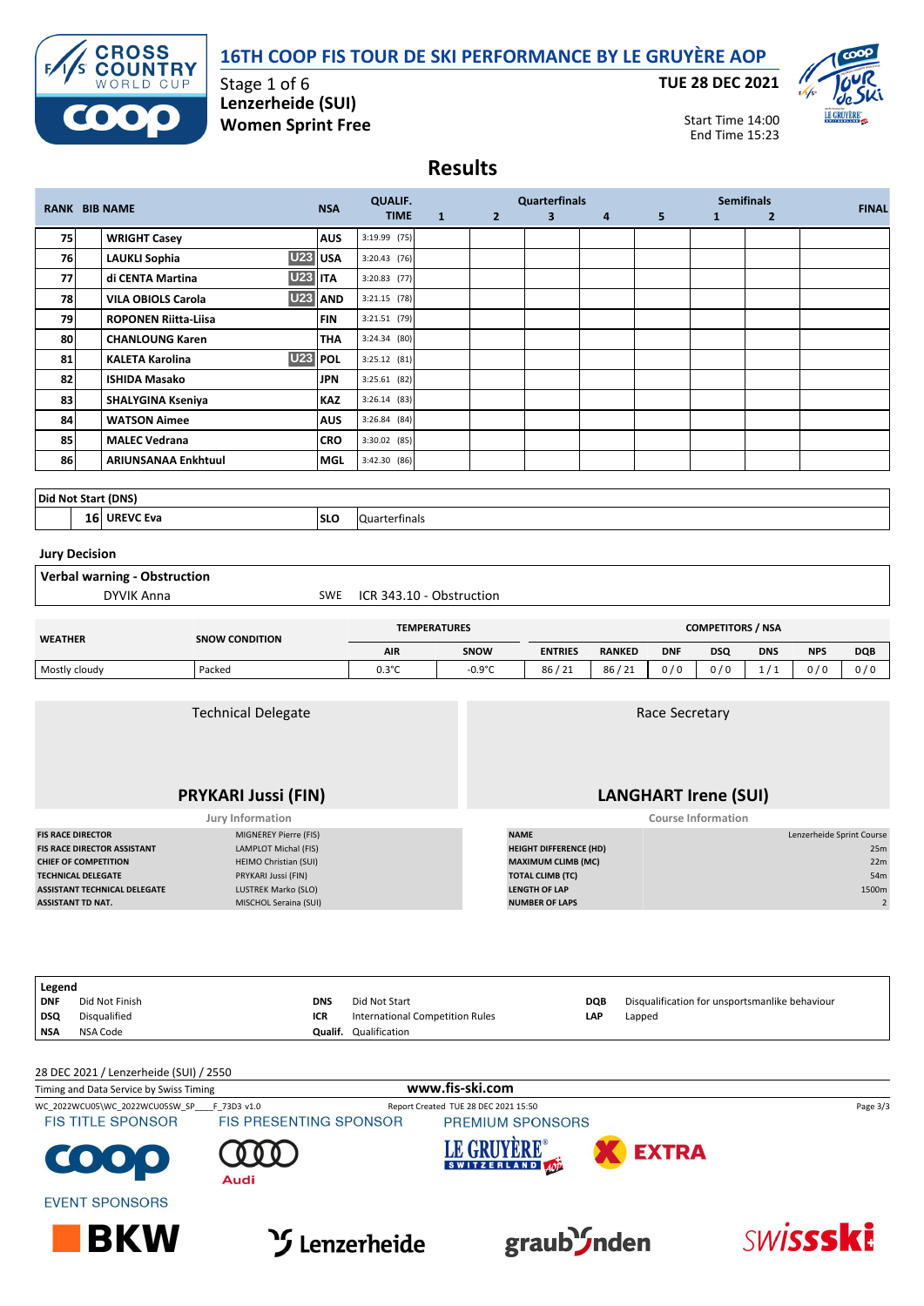# 16TH COOP FIS TOUR DE SKI PERFORMANCE BY LE GRUYÈRE AOP

Stage 1 of 6
**Lenzerheide (SUI)**
**Women Sprint Free**

**TUE 28 DEC 2021**

Start Time 14:00
End Time 15:23

## Results

| RANK | BIB | NAME | | NSA | QUALIF. TIME | Quarterfinals 1 | 2 | 3 | 4 | 5 | Semifinals 1 | 2 | FINAL |
|---|---|---|---|---|---|---|---|---|---|---|---|---|---|
| 75 | | WRIGHT Casey | | AUS | 3:19.99 (75) | | | | | | | | |
| 76 | | LAUKLI Sophia | U23 | USA | 3:20.43 (76) | | | | | | | | |
| 77 | | di CENTA Martina | U23 | ITA | 3:20.83 (77) | | | | | | | | |
| 78 | | VILA OBIOLS Carola | U23 | AND | 3:21.15 (78) | | | | | | | | |
| 79 | | ROPONEN Riitta-Liisa | | FIN | 3:21.51 (79) | | | | | | | | |
| 80 | | CHANLOUNG Karen | | THA | 3:24.34 (80) | | | | | | | | |
| 81 | | KALETA Karolina | U23 | POL | 3:25.12 (81) | | | | | | | | |
| 82 | | ISHIDA Masako | | JPN | 3:25.61 (82) | | | | | | | | |
| 83 | | SHALYGINA Kseniya | | KAZ | 3:26.14 (83) | | | | | | | | |
| 84 | | WATSON Aimee | | AUS | 3:26.84 (84) | | | | | | | | |
| 85 | | MALEC Vedrana | | CRO | 3:30.02 (85) | | | | | | | | |
| 86 | | ARIUNSANAA Enkhtuul | | MGL | 3:42.30 (86) | | | | | | | | |

**Did Not Start (DNS)**

| | BIB | NAME | NSA | |
|---|---|---|---|---|
| | 16 | UREVC Eva | SLO | Quarterfinals |

**Jury Decision**

**Verbal warning - Obstruction**

| | | |
|---|---|---|
| DYVIK Anna | SWE | ICR 343.10 - Obstruction |

| WEATHER | SNOW CONDITION | TEMPERATURES | | COMPETITORS / NSA | | | | | | |
|---|---|---|---|---|---|---|---|---|---|---|
| | | AIR | SNOW | ENTRIES | RANKED | DNF | DSQ | DNS | NPS | DQB |
| Mostly cloudy | Packed | 0.3°C | -0.9°C | 86 / 21 | 86 / 21 | 0 / 0 | 0 / 0 | 1 / 1 | 0 / 0 | 0 / 0 |

Technical Delegate: **PRYKARI Jussi (FIN)**

Race Secretary: **LANGHART Irene (SUI)**

**Jury Information**

| | |
|---|---|
| FIS RACE DIRECTOR | MIGNEREY Pierre (FIS) |
| FIS RACE DIRECTOR ASSISTANT | LAMPLOT Michal (FIS) |
| CHIEF OF COMPETITION | HEIMO Christian (SUI) |
| TECHNICAL DELEGATE | PRYKARI Jussi (FIN) |
| ASSISTANT TECHNICAL DELEGATE | LUSTREK Marko (SLO) |
| ASSISTANT TD NAT. | MISCHOL Seraina (SUI) |

**Course Information**

| | |
|---|---|
| NAME | Lenzerheide Sprint Course |
| HEIGHT DIFFERENCE (HD) | 25m |
| MAXIMUM CLIMB (MC) | 22m |
| TOTAL CLIMB (TC) | 54m |
| LENGTH OF LAP | 1500m |
| NUMBER OF LAPS | 2 |

**Legend**

| | | | | | |
|---|---|---|---|---|---|
| DNF | Did Not Finish | DNS | Did Not Start | DQB | Disqualification for unsportsmanlike behaviour |
| DSQ | Disqualified | ICR | International Competition Rules | LAP | Lapped |
| NSA | NSA Code | Qualif. | Qualification | | |

28 DEC 2021 / Lenzerheide (SUI) / 2550

Timing and Data Service by Swiss Timing — www.fis-ski.com

WC_2022WCU05\WC_2022WCU05SW_SP____F_73D3 v1.0 — Report Created TUE 28 DEC 2021 15:50

FIS TITLE SPONSOR · FIS PRESENTING SPONSOR · PREMIUM SPONSORS · EVENT SPONSORS